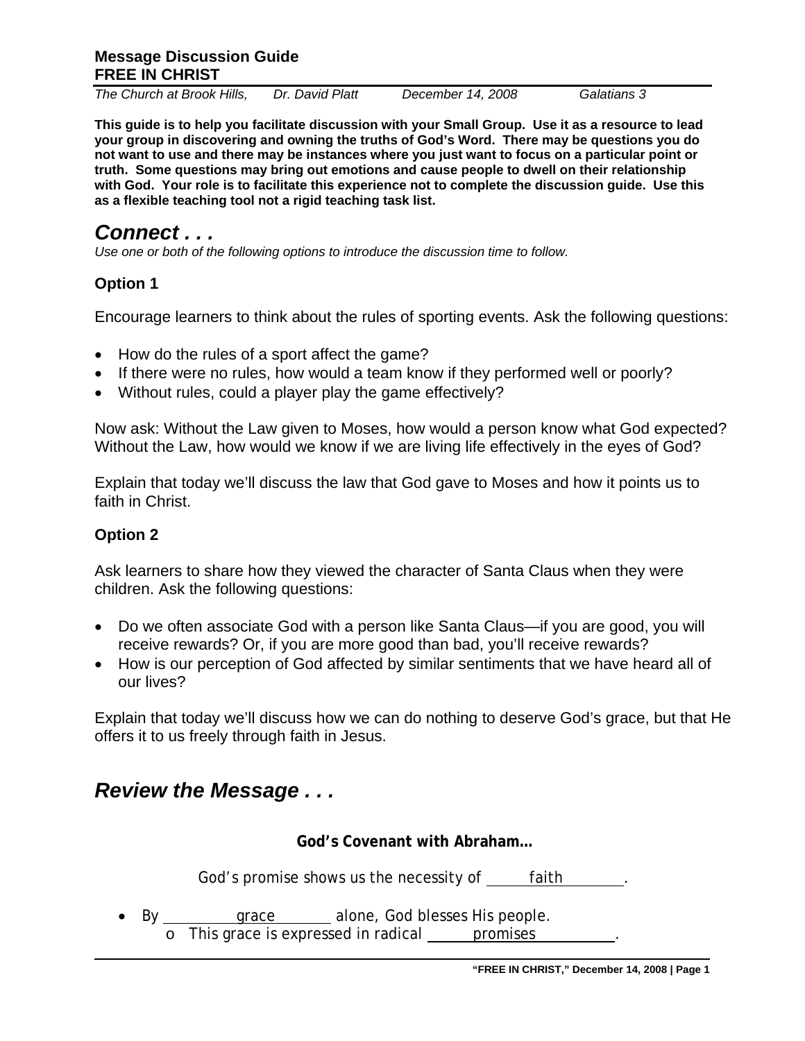**Message Discussion Guide**
**FREE IN CHRIST**

*The Church at Brook Hills, Dr. David Platt December 14, 2008 Galatians 3*

**This guide is to help you facilitate discussion with your Small Group. Use it as a resource to lead your group in discovering and owning the truths of God's Word. There may be questions you do not want to use and there may be instances where you just want to focus on a particular point or truth. Some questions may bring out emotions and cause people to dwell on their relationship with God. Your role is to facilitate this experience not to complete the discussion guide. Use this as a flexible teaching tool not a rigid teaching task list.**

## *Connect . . .*

*Use one or both of the following options to introduce the discussion time to follow.*

### Option 1

Encourage learners to think about the rules of sporting events. Ask the following questions:

- How do the rules of a sport affect the game?
- If there were no rules, how would a team know if they performed well or poorly?
- Without rules, could a player play the game effectively?

Now ask: Without the Law given to Moses, how would a person know what God expected? Without the Law, how would we know if we are living life effectively in the eyes of God?

Explain that today we'll discuss the law that God gave to Moses and how it points us to faith in Christ.

### Option 2

Ask learners to share how they viewed the character of Santa Claus when they were children. Ask the following questions:

- Do we often associate God with a person like Santa Claus—if you are good, you will receive rewards? Or, if you are more good than bad, you'll receive rewards?
- How is our perception of God affected by similar sentiments that we have heard all of our lives?

Explain that today we'll discuss how we can do nothing to deserve God's grace, but that He offers it to us freely through faith in Jesus.

## *Review the Message . . .*

**God's Covenant with Abraham…**

God's promise shows us the necessity of <u>faith</u>.

- By <u>grace</u> alone, God blesses His people.
  - This grace is expressed in radical <u>promises</u>.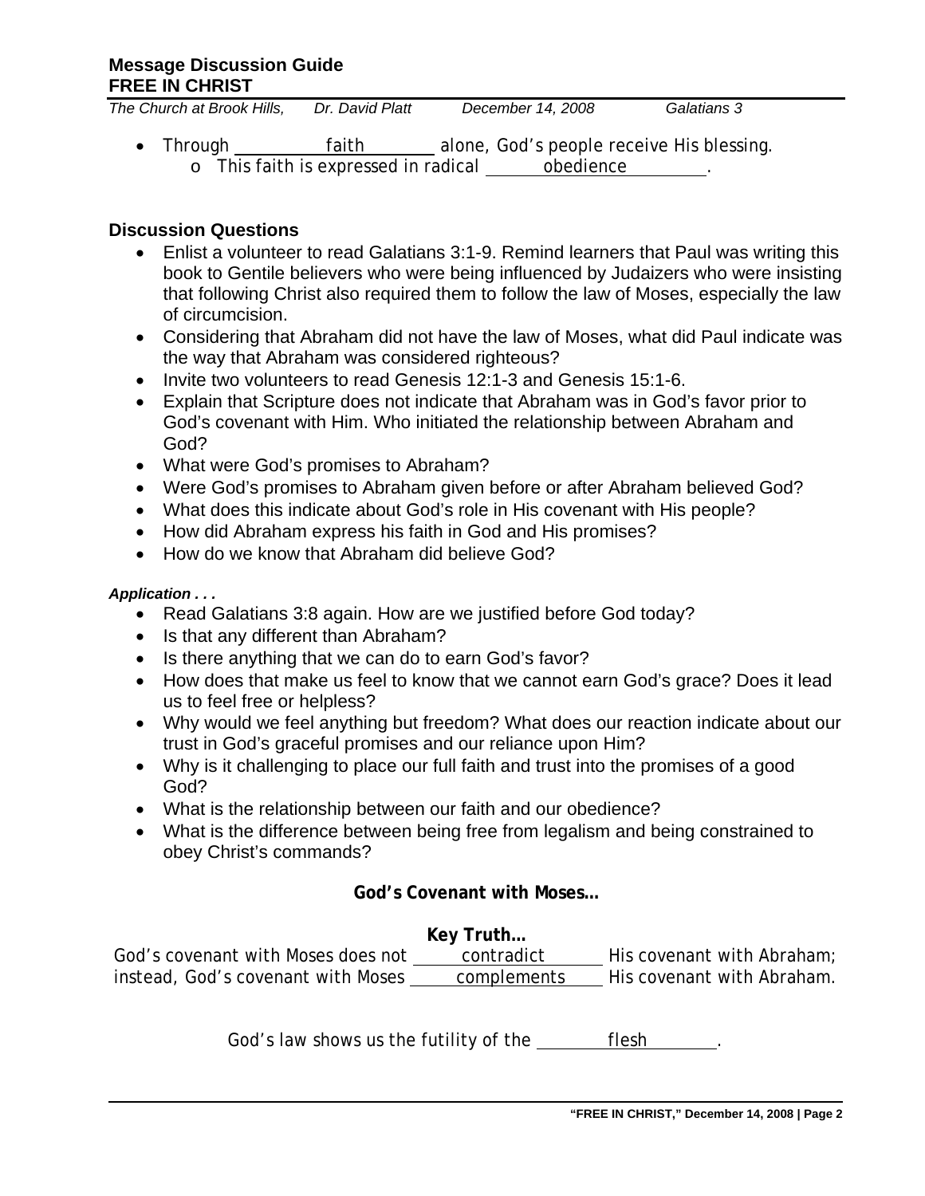- Through ___faith___ alone, God's people receive His blessing.
    - This faith is expressed in radical ___obedience___.

## Discussion Questions

- Enlist a volunteer to read Galatians 3:1-9. Remind learners that Paul was writing this book to Gentile believers who were being influenced by Judaizers who were insisting that following Christ also required them to follow the law of Moses, especially the law of circumcision.
- Considering that Abraham did not have the law of Moses, what did Paul indicate was the way that Abraham was considered righteous?
- Invite two volunteers to read Genesis 12:1-3 and Genesis 15:1-6.
- Explain that Scripture does not indicate that Abraham was in God's favor prior to God's covenant with Him. Who initiated the relationship between Abraham and God?
- What were God's promises to Abraham?
- Were God's promises to Abraham given before or after Abraham believed God?
- What does this indicate about God's role in His covenant with His people?
- How did Abraham express his faith in God and His promises?
- How do we know that Abraham did believe God?

***Application . . .***

- Read Galatians 3:8 again. How are we justified before God today?
- Is that any different than Abraham?
- Is there anything that we can do to earn God's favor?
- How does that make us feel to know that we cannot earn God's grace? Does it lead us to feel free or helpless?
- Why would we feel anything but freedom? What does our reaction indicate about our trust in God's graceful promises and our reliance upon Him?
- Why is it challenging to place our full faith and trust into the promises of a good God?
- What is the relationship between our faith and our obedience?
- What is the difference between being free from legalism and being constrained to obey Christ's commands?

**God's Covenant with Moses…**

**Key Truth…**

God's covenant with Moses does not ___contradict___ His covenant with Abraham; instead, God's covenant with Moses ___complements___ His covenant with Abraham.

God's law shows us the futility of the ___flesh___.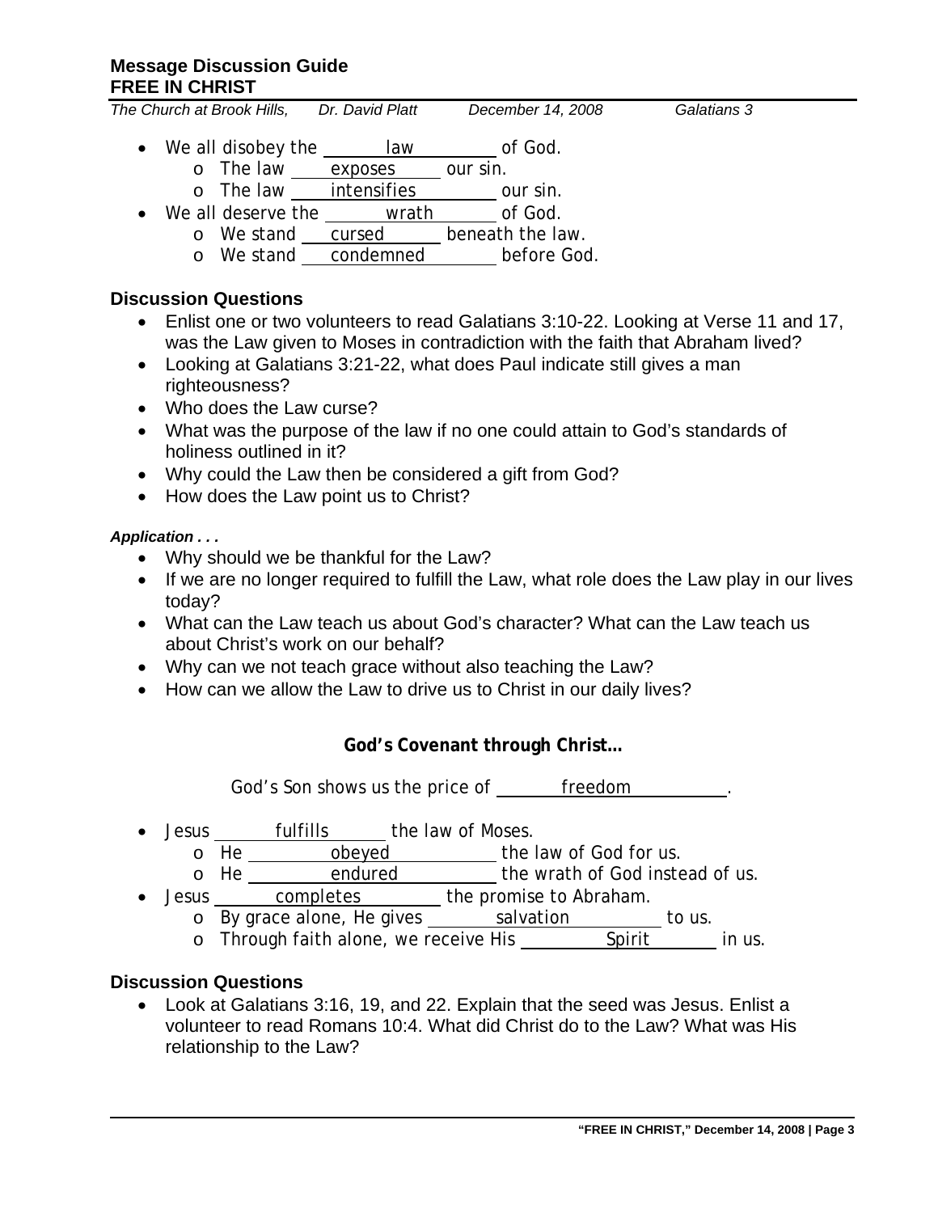**Message Discussion Guide**
**FREE IN CHRIST**

*The Church at Brook Hills, Dr. David Platt December 14, 2008 Galatians 3*

- We all disobey the law of God.
  - The law exposes our sin.
  - The law intensifies our sin.
- We all deserve the wrath of God.
  - We stand cursed beneath the law.
  - We stand condemned before God.

### Discussion Questions

- Enlist one or two volunteers to read Galatians 3:10-22. Looking at Verse 11 and 17, was the Law given to Moses in contradiction with the faith that Abraham lived?
- Looking at Galatians 3:21-22, what does Paul indicate still gives a man righteousness?
- Who does the Law curse?
- What was the purpose of the law if no one could attain to God's standards of holiness outlined in it?
- Why could the Law then be considered a gift from God?
- How does the Law point us to Christ?

***Application . . .***

- Why should we be thankful for the Law?
- If we are no longer required to fulfill the Law, what role does the Law play in our lives today?
- What can the Law teach us about God's character? What can the Law teach us about Christ's work on our behalf?
- Why can we not teach grace without also teaching the Law?
- How can we allow the Law to drive us to Christ in our daily lives?

**God's Covenant through Christ…**

God's Son shows us the price of freedom.

- Jesus fulfills the law of Moses.
  - He obeyed the law of God for us.
  - He endured the wrath of God instead of us.
- Jesus completes the promise to Abraham.
  - By grace alone, He gives salvation to us.
  - Through faith alone, we receive His Spirit in us.

### Discussion Questions

- Look at Galatians 3:16, 19, and 22. Explain that the seed was Jesus. Enlist a volunteer to read Romans 10:4. What did Christ do to the Law? What was His relationship to the Law?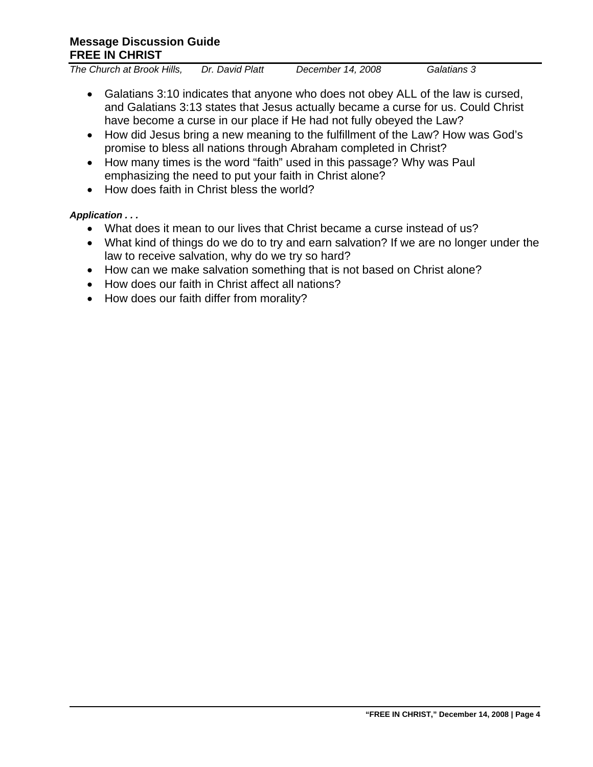- Galatians 3:10 indicates that anyone who does not obey ALL of the law is cursed, and Galatians 3:13 states that Jesus actually became a curse for us. Could Christ have become a curse in our place if He had not fully obeyed the Law?
- How did Jesus bring a new meaning to the fulfillment of the Law? How was God's promise to bless all nations through Abraham completed in Christ?
- How many times is the word "faith" used in this passage? Why was Paul emphasizing the need to put your faith in Christ alone?
- How does faith in Christ bless the world?

***Application . . .***

- What does it mean to our lives that Christ became a curse instead of us?
- What kind of things do we do to try and earn salvation? If we are no longer under the law to receive salvation, why do we try so hard?
- How can we make salvation something that is not based on Christ alone?
- How does our faith in Christ affect all nations?
- How does our faith differ from morality?